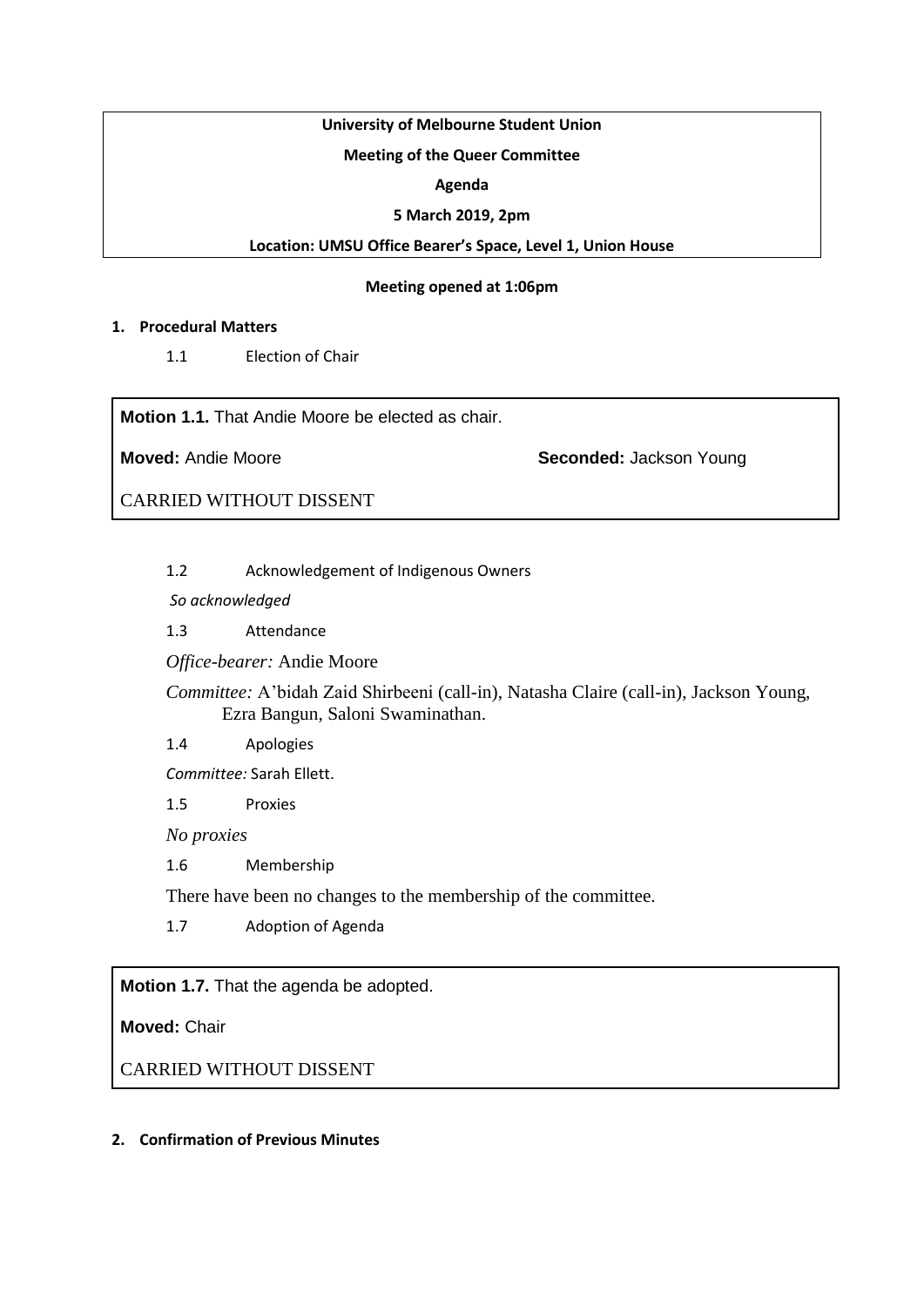**University of Melbourne Student Union**

**Meeting of the Queer Committee**

**Agenda**

**5 March 2019, 2pm**

**Location: UMSU Office Bearer's Space, Level 1, Union House**

**Meeting opened at 1:06pm**

## 1. Procedural Matters

1.1 Election of Chair

> **Motion 1.1.** That Andie Moore be elected as chair.
>
> **Moved:** Andie Moore **Seconded:** Jackson Young
>
> CARRIED WITHOUT DISSENT

1.2 Acknowledgement of Indigenous Owners

*So acknowledged*

1.3 Attendance

*Office-bearer:* Andie Moore

*Committee:* A'bidah Zaid Shirbeeni (call-in), Natasha Claire (call-in), Jackson Young, Ezra Bangun, Saloni Swaminathan.

1.4 Apologies

*Committee:* Sarah Ellett.

1.5 Proxies

*No proxies*

1.6 Membership

There have been no changes to the membership of the committee.

1.7 Adoption of Agenda

> **Motion 1.7.** That the agenda be adopted.
>
> **Moved:** Chair
>
> CARRIED WITHOUT DISSENT

## 2. Confirmation of Previous Minutes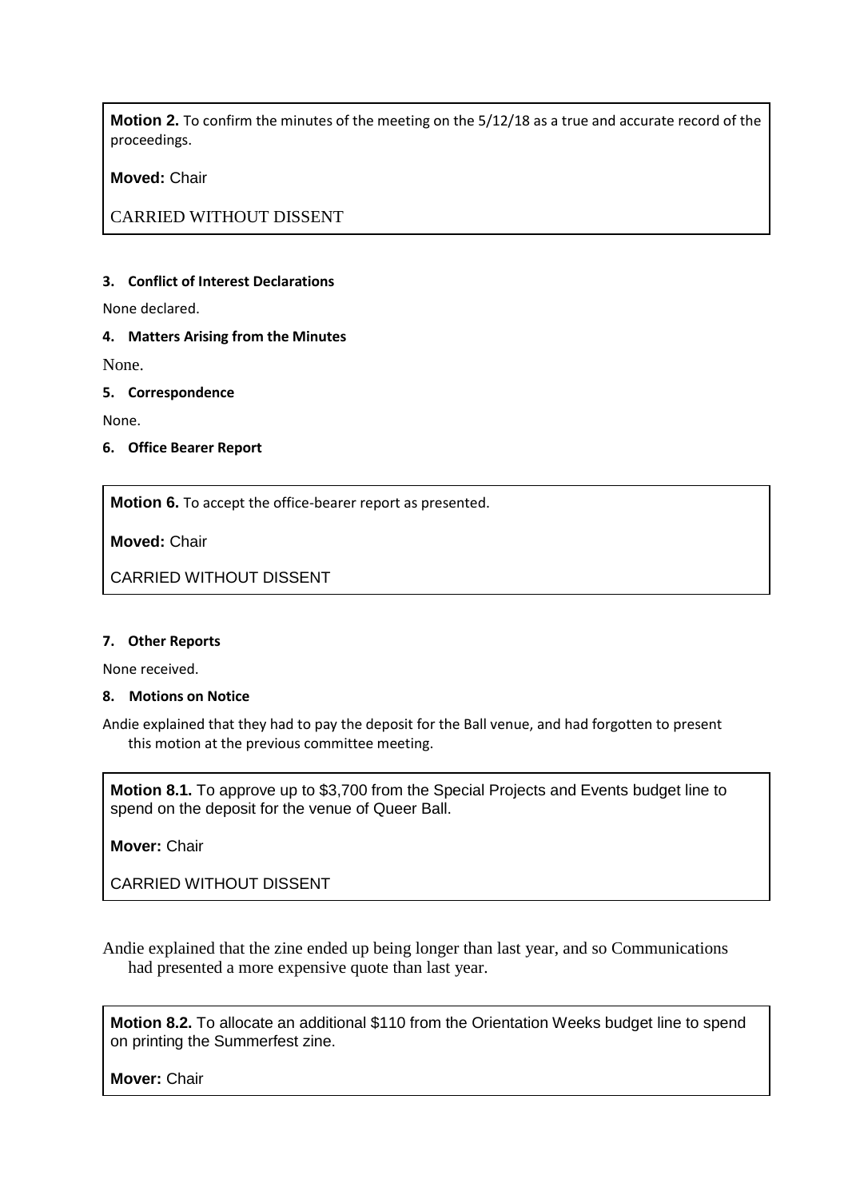**Motion 2.** To confirm the minutes of the meeting on the 5/12/18 as a true and accurate record of the proceedings.

**Moved:** Chair

CARRIED WITHOUT DISSENT

**3. Conflict of Interest Declarations**

None declared.

**4. Matters Arising from the Minutes**

None.

**5. Correspondence**

None.

**6. Office Bearer Report**

**Motion 6.** To accept the office-bearer report as presented.

**Moved:** Chair

CARRIED WITHOUT DISSENT

**7. Other Reports**

None received.

**8. Motions on Notice**

Andie explained that they had to pay the deposit for the Ball venue, and had forgotten to present this motion at the previous committee meeting.

**Motion 8.1.** To approve up to $3,700 from the Special Projects and Events budget line to spend on the deposit for the venue of Queer Ball.

**Mover:** Chair

CARRIED WITHOUT DISSENT

Andie explained that the zine ended up being longer than last year, and so Communications had presented a more expensive quote than last year.

**Motion 8.2.** To allocate an additional $110 from the Orientation Weeks budget line to spend on printing the Summerfest zine.

**Mover:** Chair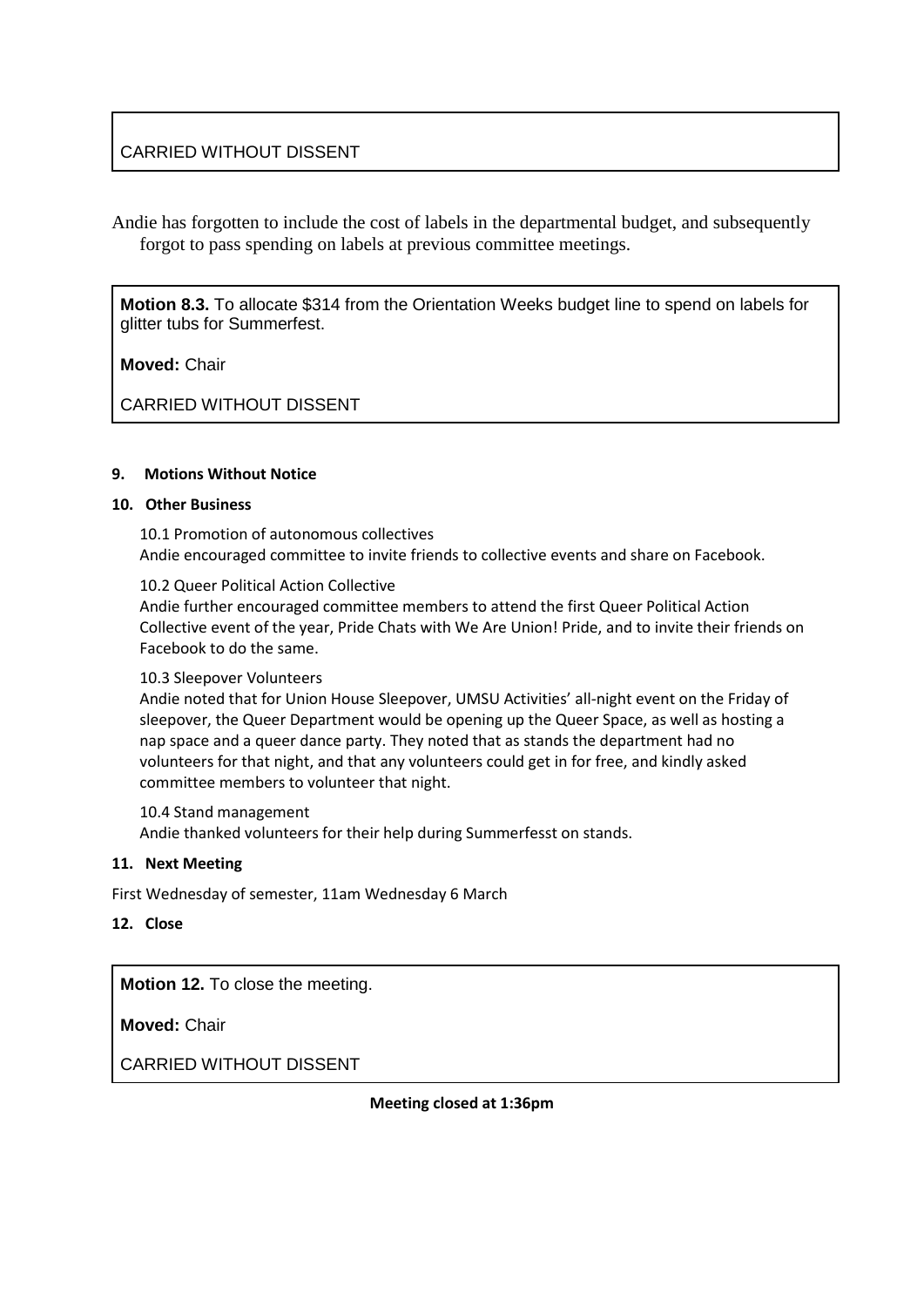CARRIED WITHOUT DISSENT

Andie has forgotten to include the cost of labels in the departmental budget, and subsequently forgot to pass spending on labels at previous committee meetings.

**Motion 8.3.** To allocate $314 from the Orientation Weeks budget line to spend on labels for glitter tubs for Summerfest.

**Moved:** Chair

CARRIED WITHOUT DISSENT

**9. Motions Without Notice**

**10. Other Business**

10.1 Promotion of autonomous collectives
Andie encouraged committee to invite friends to collective events and share on Facebook.

10.2 Queer Political Action Collective
Andie further encouraged committee members to attend the first Queer Political Action Collective event of the year, Pride Chats with We Are Union! Pride, and to invite their friends on Facebook to do the same.

10.3 Sleepover Volunteers
Andie noted that for Union House Sleepover, UMSU Activities' all-night event on the Friday of sleepover, the Queer Department would be opening up the Queer Space, as well as hosting a nap space and a queer dance party. They noted that as stands the department had no volunteers for that night, and that any volunteers could get in for free, and kindly asked committee members to volunteer that night.

10.4 Stand management
Andie thanked volunteers for their help during Summerfesst on stands.

**11. Next Meeting**

First Wednesday of semester, 11am Wednesday 6 March

**12. Close**

**Motion 12.** To close the meeting.

**Moved:** Chair

CARRIED WITHOUT DISSENT

**Meeting closed at 1:36pm**